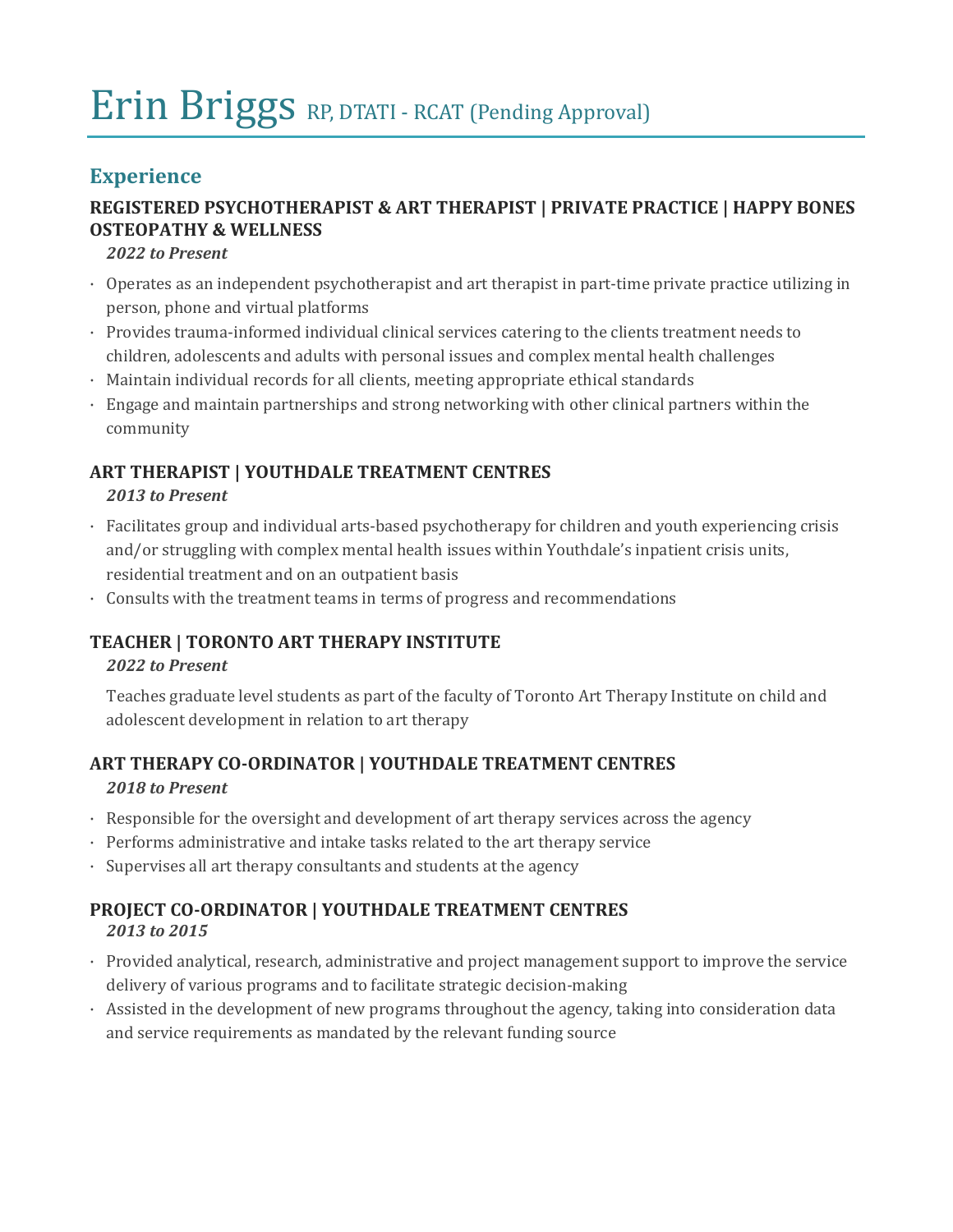# Erin Briggs RP, DTATI - RCAT (Pending Approval)

## Experience

### REGISTERED PSYCHOTHERAPIST & ART THERAPIST | PRIVATE PRACTICE | HAPPY BONES OSTEOPATHY & WELLNESS

***2022 to Present***

- Operates as an independent psychotherapist and art therapist in part-time private practice utilizing in person, phone and virtual platforms
- Provides trauma-informed individual clinical services catering to the clients treatment needs to children, adolescents and adults with personal issues and complex mental health challenges
- Maintain individual records for all clients, meeting appropriate ethical standards
- Engage and maintain partnerships and strong networking with other clinical partners within the community

### ART THERAPIST | YOUTHDALE TREATMENT CENTRES

***2013 to Present***

- Facilitates group and individual arts-based psychotherapy for children and youth experiencing crisis and/or struggling with complex mental health issues within Youthdale's inpatient crisis units, residential treatment and on an outpatient basis
- Consults with the treatment teams in terms of progress and recommendations

### TEACHER | TORONTO ART THERAPY INSTITUTE

***2022 to Present***

Teaches graduate level students as part of the faculty of Toronto Art Therapy Institute on child and adolescent development in relation to art therapy

### ART THERAPY CO-ORDINATOR | YOUTHDALE TREATMENT CENTRES

***2018 to Present***

- Responsible for the oversight and development of art therapy services across the agency
- Performs administrative and intake tasks related to the art therapy service
- Supervises all art therapy consultants and students at the agency

### PROJECT CO-ORDINATOR | YOUTHDALE TREATMENT CENTRES

***2013 to 2015***

- Provided analytical, research, administrative and project management support to improve the service delivery of various programs and to facilitate strategic decision-making
- Assisted in the development of new programs throughout the agency, taking into consideration data and service requirements as mandated by the relevant funding source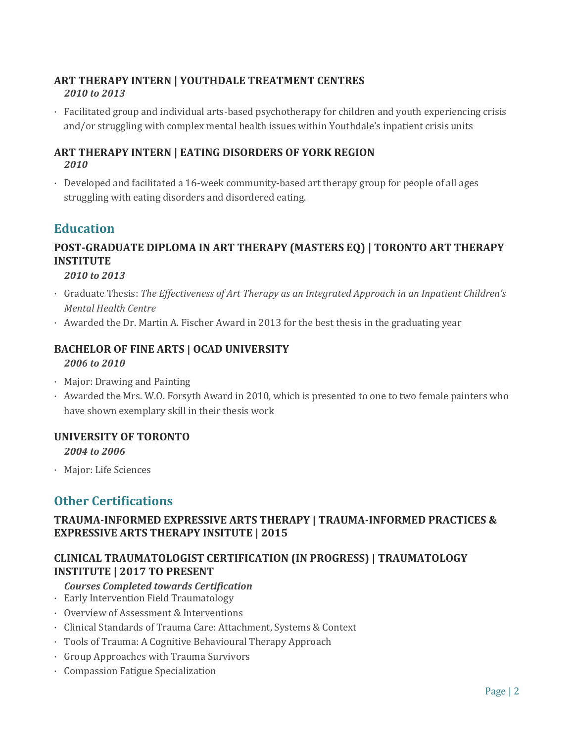### ART THERAPY INTERN | YOUTHDALE TREATMENT CENTRES

*2010 to 2013*

- Facilitated group and individual arts-based psychotherapy for children and youth experiencing crisis and/or struggling with complex mental health issues within Youthdale's inpatient crisis units

### ART THERAPY INTERN | EATING DISORDERS OF YORK REGION

*2010*

- Developed and facilitated a 16-week community-based art therapy group for people of all ages struggling with eating disorders and disordered eating.

## Education

### POST-GRADUATE DIPLOMA IN ART THERAPY (MASTERS EQ) | TORONTO ART THERAPY INSTITUTE

*2010 to 2013*

- Graduate Thesis: *The Effectiveness of Art Therapy as an Integrated Approach in an Inpatient Children's Mental Health Centre*
- Awarded the Dr. Martin A. Fischer Award in 2013 for the best thesis in the graduating year

### BACHELOR OF FINE ARTS | OCAD UNIVERSITY

*2006 to 2010*

- Major: Drawing and Painting
- Awarded the Mrs. W.O. Forsyth Award in 2010, which is presented to one to two female painters who have shown exemplary skill in their thesis work

### UNIVERSITY OF TORONTO

*2004 to 2006*

- Major: Life Sciences

## Other Certifications

### TRAUMA-INFORMED EXPRESSIVE ARTS THERAPY | TRAUMA-INFORMED PRACTICES & EXPRESSIVE ARTS THERAPY INSITUTE | 2015

### CLINICAL TRAUMATOLOGIST CERTIFICATION (IN PROGRESS) | TRAUMATOLOGY INSTITUTE | 2017 TO PRESENT

*Courses Completed towards Certification*

- Early Intervention Field Traumatology
- Overview of Assessment & Interventions
- Clinical Standards of Trauma Care: Attachment, Systems & Context
- Tools of Trauma: A Cognitive Behavioural Therapy Approach
- Group Approaches with Trauma Survivors
- Compassion Fatigue Specialization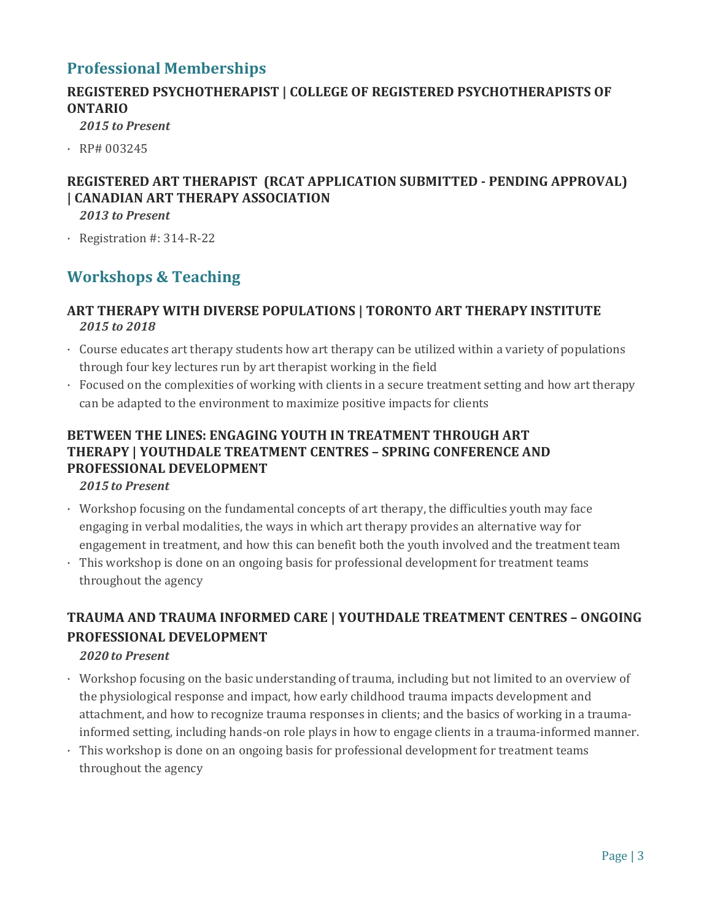## Professional Memberships

### REGISTERED PSYCHOTHERAPIST | COLLEGE OF REGISTERED PSYCHOTHERAPISTS OF ONTARIO

***2015 to Present***

- RP# 003245

### REGISTERED ART THERAPIST (RCAT APPLICATION SUBMITTED - PENDING APPROVAL) | CANADIAN ART THERAPY ASSOCIATION

***2013 to Present***

- Registration #: 314-R-22

## Workshops & Teaching

### ART THERAPY WITH DIVERSE POPULATIONS | TORONTO ART THERAPY INSTITUTE

***2015 to 2018***

- Course educates art therapy students how art therapy can be utilized within a variety of populations through four key lectures run by art therapist working in the field
- Focused on the complexities of working with clients in a secure treatment setting and how art therapy can be adapted to the environment to maximize positive impacts for clients

### BETWEEN THE LINES: ENGAGING YOUTH IN TREATMENT THROUGH ART THERAPY | YOUTHDALE TREATMENT CENTRES – SPRING CONFERENCE AND PROFESSIONAL DEVELOPMENT

***2015 to Present***

- Workshop focusing on the fundamental concepts of art therapy, the difficulties youth may face engaging in verbal modalities, the ways in which art therapy provides an alternative way for engagement in treatment, and how this can benefit both the youth involved and the treatment team
- This workshop is done on an ongoing basis for professional development for treatment teams throughout the agency

### TRAUMA AND TRAUMA INFORMED CARE | YOUTHDALE TREATMENT CENTRES – ONGOING PROFESSIONAL DEVELOPMENT

***2020 to Present***

- Workshop focusing on the basic understanding of trauma, including but not limited to an overview of the physiological response and impact, how early childhood trauma impacts development and attachment, and how to recognize trauma responses in clients; and the basics of working in a trauma-informed setting, including hands-on role plays in how to engage clients in a trauma-informed manner.
- This workshop is done on an ongoing basis for professional development for treatment teams throughout the agency